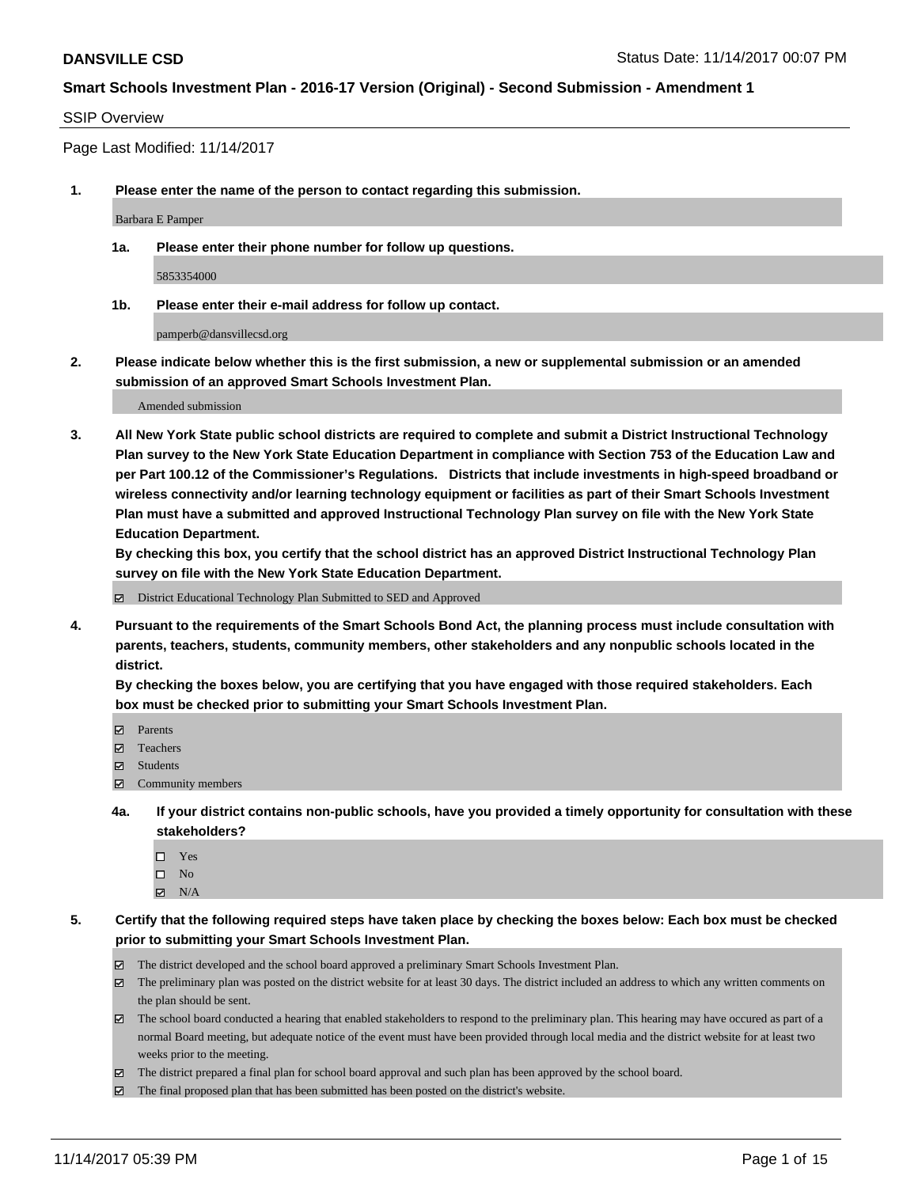**DANSVILLE CSD**

Status Date: 11/14/2017 00:07 PM

**Smart Schools Investment Plan - 2016-17 Version (Original) - Second Submission - Amendment 1**

SSIP Overview

Page Last Modified: 11/14/2017

**1. Please enter the name of the person to contact regarding this submission.**

Barbara E Pamper

**1a. Please enter their phone number for follow up questions.**

5853354000

**1b. Please enter their e-mail address for follow up contact.**

pamperb@dansvillecsd.org

**2. Please indicate below whether this is the first submission, a new or supplemental submission or an amended submission of an approved Smart Schools Investment Plan.**

Amended submission

**3. All New York State public school districts are required to complete and submit a District Instructional Technology Plan survey to the New York State Education Department in compliance with Section 753 of the Education Law and per Part 100.12 of the Commissioner's Regulations. Districts that include investments in high-speed broadband or wireless connectivity and/or learning technology equipment or facilities as part of their Smart Schools Investment Plan must have a submitted and approved Instructional Technology Plan survey on file with the New York State Education Department.**
**By checking this box, you certify that the school district has an approved District Instructional Technology Plan survey on file with the New York State Education Department.**

- ☑ District Educational Technology Plan Submitted to SED and Approved

**4. Pursuant to the requirements of the Smart Schools Bond Act, the planning process must include consultation with parents, teachers, students, community members, other stakeholders and any nonpublic schools located in the district.**
**By checking the boxes below, you are certifying that you have engaged with those required stakeholders. Each box must be checked prior to submitting your Smart Schools Investment Plan.**

- ☑ Parents
- ☑ Teachers
- ☑ Students
- ☑ Community members

**4a. If your district contains non-public schools, have you provided a timely opportunity for consultation with these stakeholders?**

- ☐ Yes
- ☐ No
- ☑ N/A

**5. Certify that the following required steps have taken place by checking the boxes below: Each box must be checked prior to submitting your Smart Schools Investment Plan.**

- ☑ The district developed and the school board approved a preliminary Smart Schools Investment Plan.
- ☑ The preliminary plan was posted on the district website for at least 30 days. The district included an address to which any written comments on the plan should be sent.
- ☑ The school board conducted a hearing that enabled stakeholders to respond to the preliminary plan. This hearing may have occured as part of a normal Board meeting, but adequate notice of the event must have been provided through local media and the district website for at least two weeks prior to the meeting.
- ☑ The district prepared a final plan for school board approval and such plan has been approved by the school board.
- ☑ The final proposed plan that has been submitted has been posted on the district's website.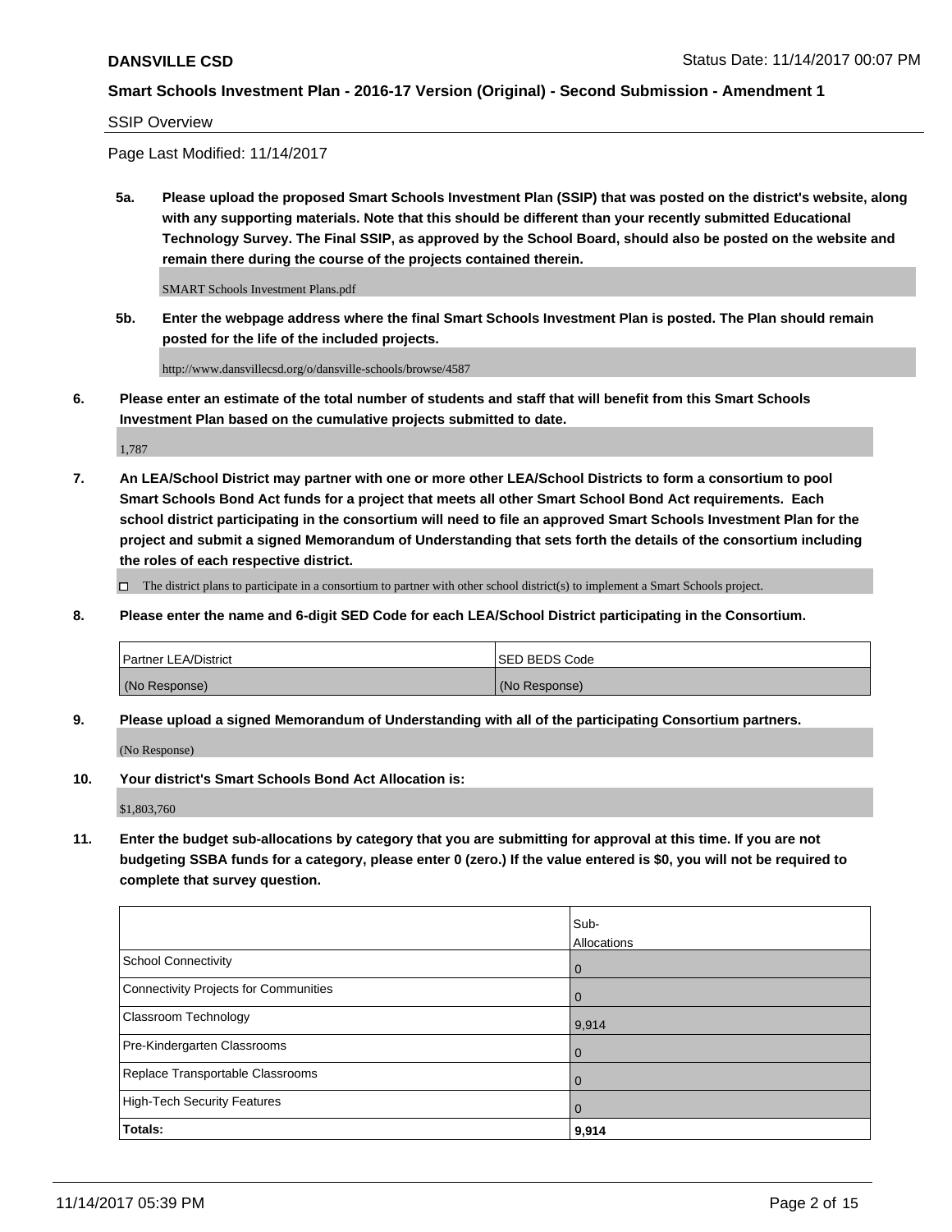SSIP Overview

Page Last Modified: 11/14/2017

**5a. Please upload the proposed Smart Schools Investment Plan (SSIP) that was posted on the district's website, along with any supporting materials. Note that this should be different than your recently submitted Educational Technology Survey. The Final SSIP, as approved by the School Board, should also be posted on the website and remain there during the course of the projects contained therein.**

SMART Schools Investment Plans.pdf

**5b. Enter the webpage address where the final Smart Schools Investment Plan is posted. The Plan should remain posted for the life of the included projects.**

http://www.dansvillecsd.org/o/dansville-schools/browse/4587

**6. Please enter an estimate of the total number of students and staff that will benefit from this Smart Schools Investment Plan based on the cumulative projects submitted to date.**

1,787

**7. An LEA/School District may partner with one or more other LEA/School Districts to form a consortium to pool Smart Schools Bond Act funds for a project that meets all other Smart School Bond Act requirements. Each school district participating in the consortium will need to file an approved Smart Schools Investment Plan for the project and submit a signed Memorandum of Understanding that sets forth the details of the consortium including the roles of each respective district.**

☐ The district plans to participate in a consortium to partner with other school district(s) to implement a Smart Schools project.

**8. Please enter the name and 6-digit SED Code for each LEA/School District participating in the Consortium.**

| Partner LEA/District | SED BEDS Code |
| --- | --- |
| (No Response) | (No Response) |

**9. Please upload a signed Memorandum of Understanding with all of the participating Consortium partners.**

(No Response)

**10. Your district's Smart Schools Bond Act Allocation is:**

$1,803,760

**11. Enter the budget sub-allocations by category that you are submitting for approval at this time. If you are not budgeting SSBA funds for a category, please enter 0 (zero.) If the value entered is $0, you will not be required to complete that survey question.**

| | Sub-Allocations |
| --- | --- |
| School Connectivity | 0 |
| Connectivity Projects for Communities | 0 |
| Classroom Technology | 9,914 |
| Pre-Kindergarten Classrooms | 0 |
| Replace Transportable Classrooms | 0 |
| High-Tech Security Features | 0 |
| **Totals:** | **9,914** |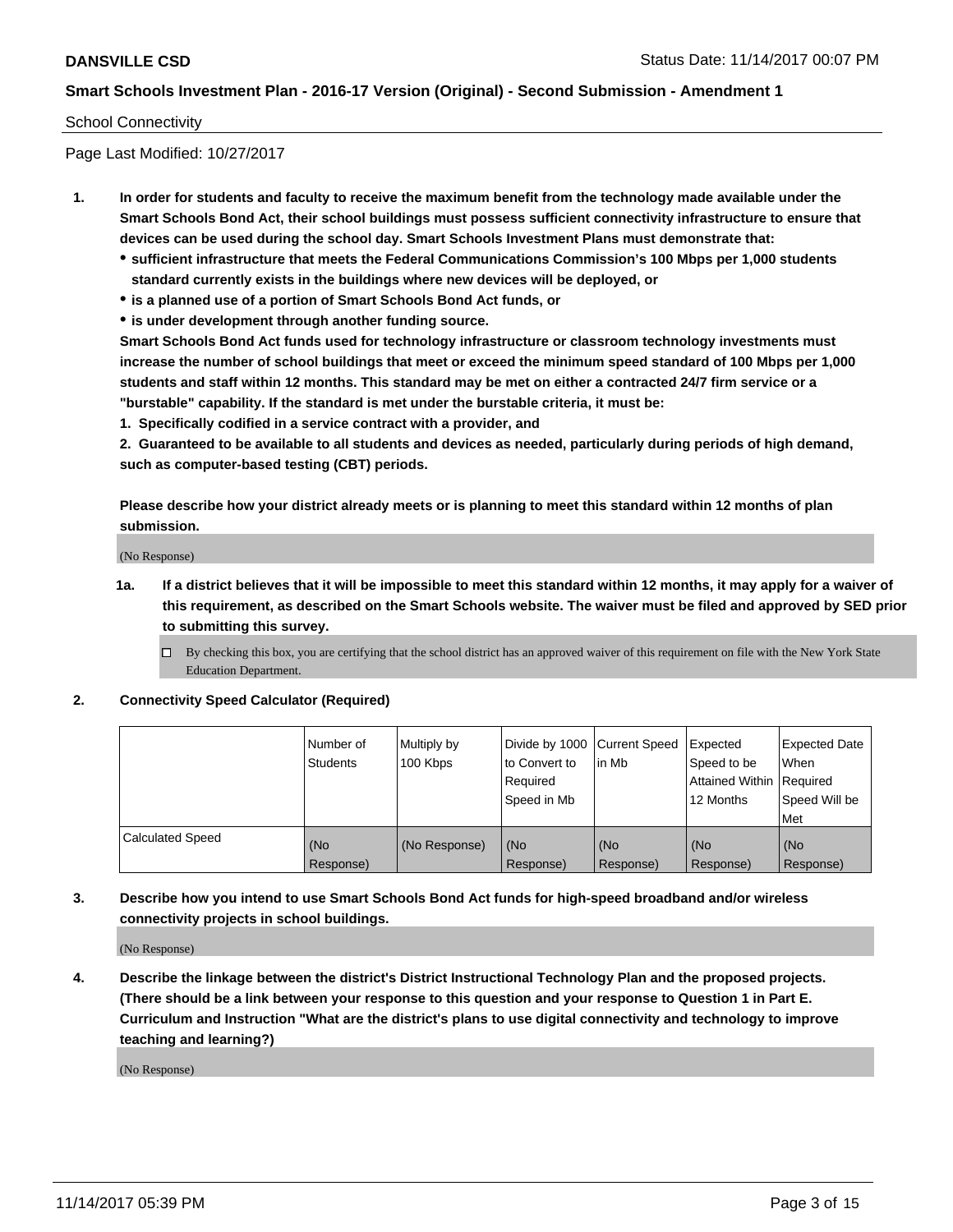School Connectivity

Page Last Modified: 10/27/2017

1. **In order for students and faculty to receive the maximum benefit from the technology made available under the Smart Schools Bond Act, their school buildings must possess sufficient connectivity infrastructure to ensure that devices can be used during the school day. Smart Schools Investment Plans must demonstrate that:**
   - **sufficient infrastructure that meets the Federal Communications Commission's 100 Mbps per 1,000 students standard currently exists in the buildings where new devices will be deployed, or**
   - **is a planned use of a portion of Smart Schools Bond Act funds, or**
   - **is under development through another funding source.**

   **Smart Schools Bond Act funds used for technology infrastructure or classroom technology investments must increase the number of school buildings that meet or exceed the minimum speed standard of 100 Mbps per 1,000 students and staff within 12 months. This standard may be met on either a contracted 24/7 firm service or a "burstable" capability. If the standard is met under the burstable criteria, it must be:**

   **1. Specifically codified in a service contract with a provider, and**

   **2. Guaranteed to be available to all students and devices as needed, particularly during periods of high demand, such as computer-based testing (CBT) periods.**

   **Please describe how your district already meets or is planning to meet this standard within 12 months of plan submission.**

   (No Response)

   **1a. If a district believes that it will be impossible to meet this standard within 12 months, it may apply for a waiver of this requirement, as described on the Smart Schools website. The waiver must be filed and approved by SED prior to submitting this survey.**

   ☐ By checking this box, you are certifying that the school district has an approved waiver of this requirement on file with the New York State Education Department.

2. **Connectivity Speed Calculator (Required)**

| | Number of Students | Multiply by 100 Kbps | Divide by 1000 to Convert to Required Speed in Mb | Current Speed in Mb | Expected Speed to be Attained Within 12 Months | Expected Date When Required Speed Will be Met |
|---|---|---|---|---|---|---|
| Calculated Speed | (No Response) | (No Response) | (No Response) | (No Response) | (No Response) | (No Response) |

3. **Describe how you intend to use Smart Schools Bond Act funds for high-speed broadband and/or wireless connectivity projects in school buildings.**

   (No Response)

4. **Describe the linkage between the district's District Instructional Technology Plan and the proposed projects. (There should be a link between your response to this question and your response to Question 1 in Part E. Curriculum and Instruction "What are the district's plans to use digital connectivity and technology to improve teaching and learning?)**

   (No Response)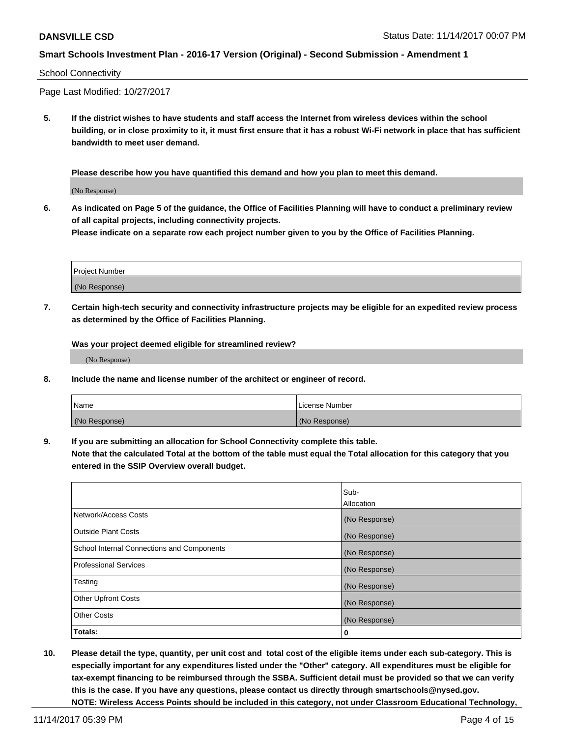School Connectivity

Page Last Modified: 10/27/2017

**5. If the district wishes to have students and staff access the Internet from wireless devices within the school building, or in close proximity to it, it must first ensure that it has a robust Wi-Fi network in place that has sufficient bandwidth to meet user demand.**

**Please describe how you have quantified this demand and how you plan to meet this demand.**

(No Response)

**6. As indicated on Page 5 of the guidance, the Office of Facilities Planning will have to conduct a preliminary review of all capital projects, including connectivity projects.**
**Please indicate on a separate row each project number given to you by the Office of Facilities Planning.**

| Project Number |
| --- |
| (No Response) |

**7. Certain high-tech security and connectivity infrastructure projects may be eligible for an expedited review process as determined by the Office of Facilities Planning.**

**Was your project deemed eligible for streamlined review?**

(No Response)

**8. Include the name and license number of the architect or engineer of record.**

| Name | License Number |
| --- | --- |
| (No Response) | (No Response) |

**9. If you are submitting an allocation for School Connectivity complete this table.**
**Note that the calculated Total at the bottom of the table must equal the Total allocation for this category that you entered in the SSIP Overview overall budget.**

| | Sub-Allocation |
| --- | --- |
| Network/Access Costs | (No Response) |
| Outside Plant Costs | (No Response) |
| School Internal Connections and Components | (No Response) |
| Professional Services | (No Response) |
| Testing | (No Response) |
| Other Upfront Costs | (No Response) |
| Other Costs | (No Response) |
| **Totals:** | **0** |

**10. Please detail the type, quantity, per unit cost and total cost of the eligible items under each sub-category. This is especially important for any expenditures listed under the "Other" category. All expenditures must be eligible for tax-exempt financing to be reimbursed through the SSBA. Sufficient detail must be provided so that we can verify this is the case. If you have any questions, please contact us directly through smartschools@nysed.gov.**
**NOTE: Wireless Access Points should be included in this category, not under Classroom Educational Technology,**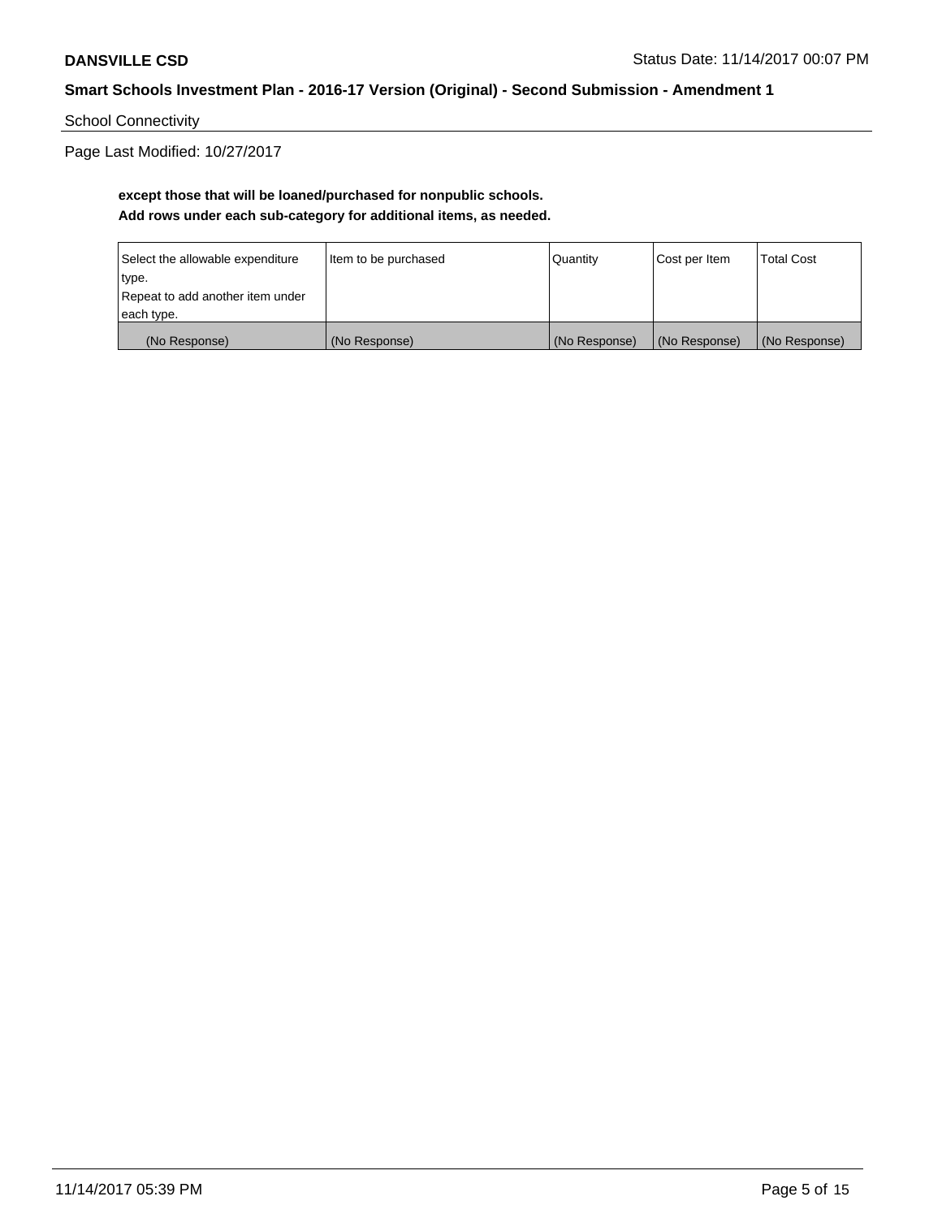School Connectivity

Page Last Modified: 10/27/2017

**except those that will be loaned/purchased for nonpublic schools.**
**Add rows under each sub-category for additional items, as needed.**

| Select the allowable expenditure type. Repeat to add another item under each type. | Item to be purchased | Quantity | Cost per Item | Total Cost |
|---|---|---|---|---|
| (No Response) | (No Response) | (No Response) | (No Response) | (No Response) |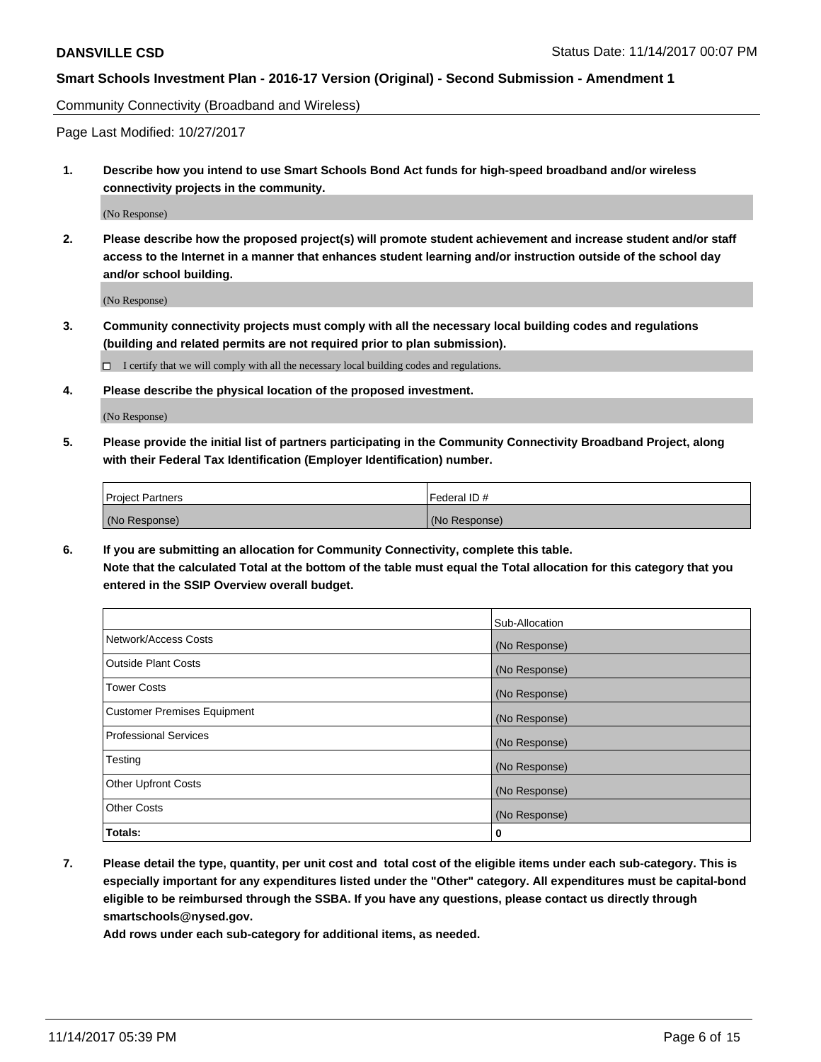**DANSVILLE CSD** Status Date: 11/14/2017 00:07 PM

**Smart Schools Investment Plan - 2016-17 Version (Original) - Second Submission - Amendment 1**

Community Connectivity (Broadband and Wireless)

Page Last Modified: 10/27/2017

1. **Describe how you intend to use Smart Schools Bond Act funds for high-speed broadband and/or wireless connectivity projects in the community.**

   (No Response)

2. **Please describe how the proposed project(s) will promote student achievement and increase student and/or staff access to the Internet in a manner that enhances student learning and/or instruction outside of the school day and/or school building.**

   (No Response)

3. **Community connectivity projects must comply with all the necessary local building codes and regulations (building and related permits are not required prior to plan submission).**

   ☐ I certify that we will comply with all the necessary local building codes and regulations.

4. **Please describe the physical location of the proposed investment.**

   (No Response)

5. **Please provide the initial list of partners participating in the Community Connectivity Broadband Project, along with their Federal Tax Identification (Employer Identification) number.**

| Project Partners | Federal ID # |
|---|---|
| (No Response) | (No Response) |

6. **If you are submitting an allocation for Community Connectivity, complete this table. Note that the calculated Total at the bottom of the table must equal the Total allocation for this category that you entered in the SSIP Overview overall budget.**

| | Sub-Allocation |
|---|---|
| Network/Access Costs | (No Response) |
| Outside Plant Costs | (No Response) |
| Tower Costs | (No Response) |
| Customer Premises Equipment | (No Response) |
| Professional Services | (No Response) |
| Testing | (No Response) |
| Other Upfront Costs | (No Response) |
| Other Costs | (No Response) |
| **Totals:** | **0** |

7. **Please detail the type, quantity, per unit cost and total cost of the eligible items under each sub-category. This is especially important for any expenditures listed under the "Other" category. All expenditures must be capital-bond eligible to be reimbursed through the SSBA. If you have any questions, please contact us directly through smartschools@nysed.gov.**

   **Add rows under each sub-category for additional items, as needed.**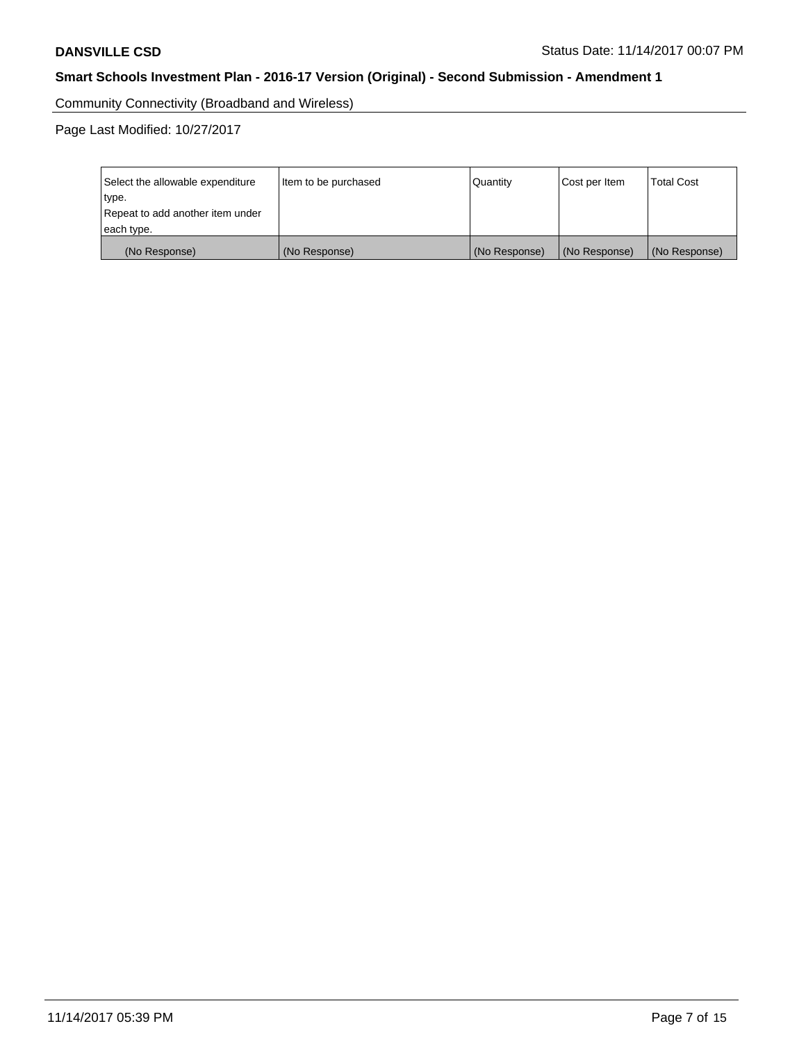Community Connectivity (Broadband and Wireless)

Page Last Modified: 10/27/2017

| Select the allowable expenditure type. Repeat to add another item under each type. | Item to be purchased | Quantity | Cost per Item | Total Cost |
|---|---|---|---|---|
| (No Response) | (No Response) | (No Response) | (No Response) | (No Response) |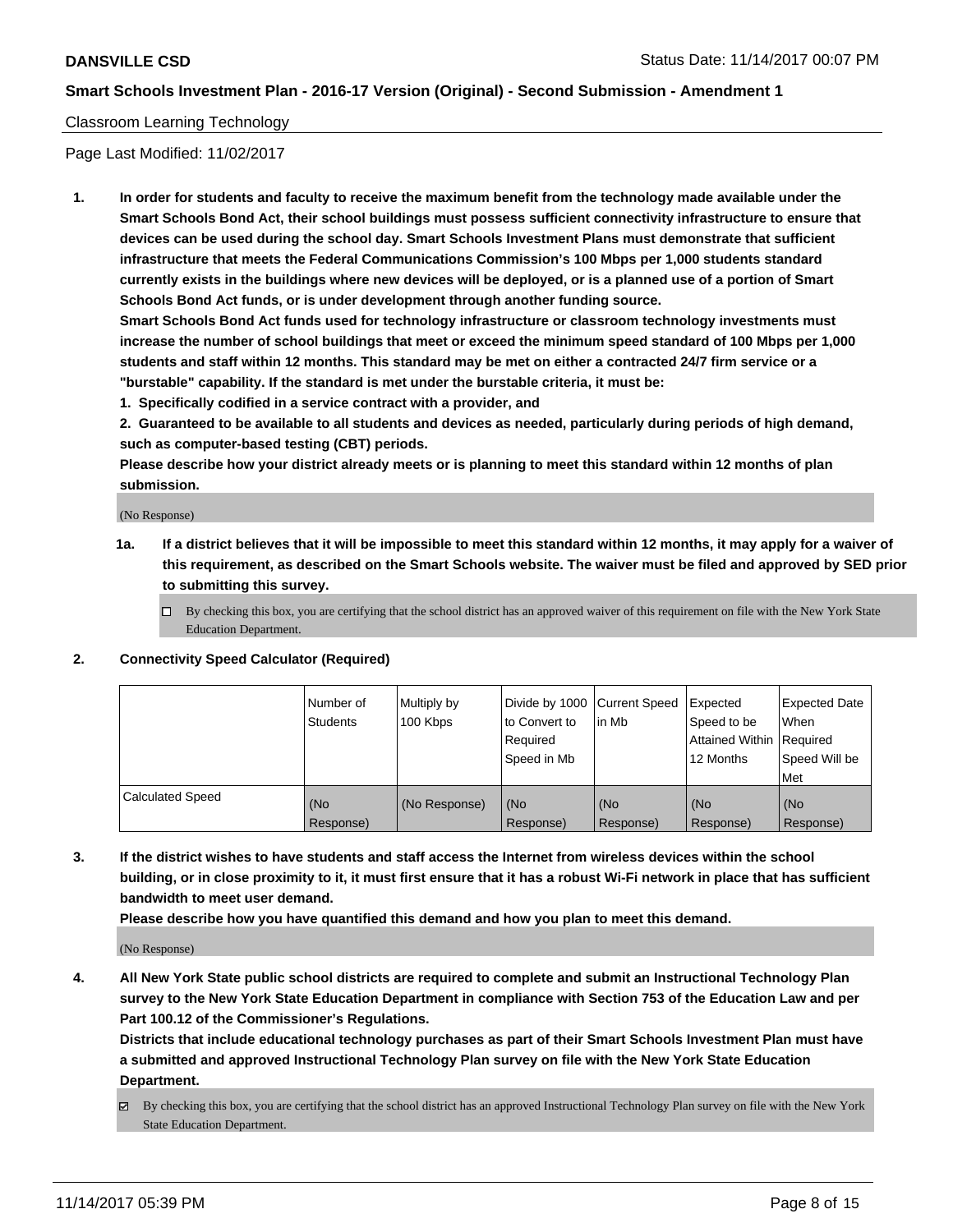Classroom Learning Technology

Page Last Modified: 11/02/2017

**1. In order for students and faculty to receive the maximum benefit from the technology made available under the Smart Schools Bond Act, their school buildings must possess sufficient connectivity infrastructure to ensure that devices can be used during the school day. Smart Schools Investment Plans must demonstrate that sufficient infrastructure that meets the Federal Communications Commission's 100 Mbps per 1,000 students standard currently exists in the buildings where new devices will be deployed, or is a planned use of a portion of Smart Schools Bond Act funds, or is under development through another funding source.**

**Smart Schools Bond Act funds used for technology infrastructure or classroom technology investments must increase the number of school buildings that meet or exceed the minimum speed standard of 100 Mbps per 1,000 students and staff within 12 months. This standard may be met on either a contracted 24/7 firm service or a "burstable" capability. If the standard is met under the burstable criteria, it must be:**

**1. Specifically codified in a service contract with a provider, and**

**2. Guaranteed to be available to all students and devices as needed, particularly during periods of high demand, such as computer-based testing (CBT) periods.**

**Please describe how your district already meets or is planning to meet this standard within 12 months of plan submission.**

(No Response)

**1a. If a district believes that it will be impossible to meet this standard within 12 months, it may apply for a waiver of this requirement, as described on the Smart Schools website. The waiver must be filed and approved by SED prior to submitting this survey.**

☐ By checking this box, you are certifying that the school district has an approved waiver of this requirement on file with the New York State Education Department.

**2. Connectivity Speed Calculator (Required)**

| | Number of Students | Multiply by 100 Kbps | Divide by 1000 to Convert to Required Speed in Mb | Current Speed in Mb | Expected Speed to be Attained Within 12 Months | Expected Date When Required Speed Will be Met |
|---|---|---|---|---|---|---|
| Calculated Speed | (No Response) | (No Response) | (No Response) | (No Response) | (No Response) | (No Response) |

**3. If the district wishes to have students and staff access the Internet from wireless devices within the school building, or in close proximity to it, it must first ensure that it has a robust Wi-Fi network in place that has sufficient bandwidth to meet user demand.**

**Please describe how you have quantified this demand and how you plan to meet this demand.**

(No Response)

**4. All New York State public school districts are required to complete and submit an Instructional Technology Plan survey to the New York State Education Department in compliance with Section 753 of the Education Law and per Part 100.12 of the Commissioner's Regulations.**

**Districts that include educational technology purchases as part of their Smart Schools Investment Plan must have a submitted and approved Instructional Technology Plan survey on file with the New York State Education Department.**

☑ By checking this box, you are certifying that the school district has an approved Instructional Technology Plan survey on file with the New York State Education Department.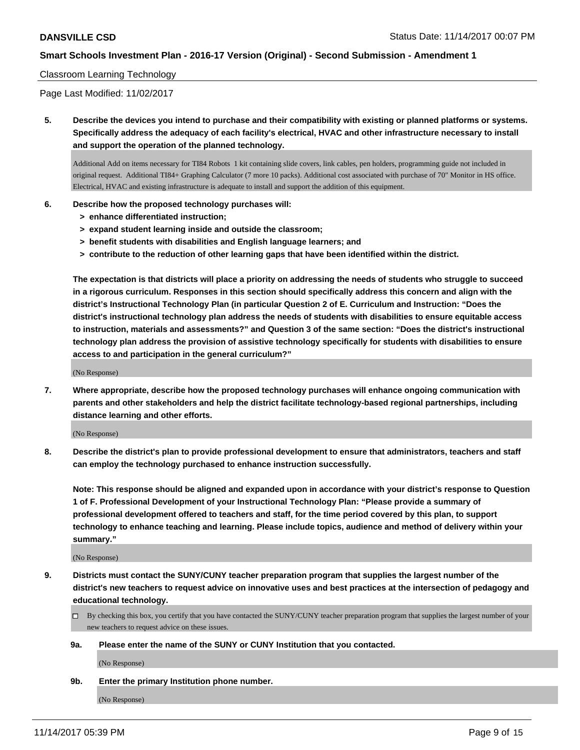Classroom Learning Technology

Page Last Modified: 11/02/2017

**5. Describe the devices you intend to purchase and their compatibility with existing or planned platforms or systems. Specifically address the adequacy of each facility's electrical, HVAC and other infrastructure necessary to install and support the operation of the planned technology.**

Additional Add on items necessary for TI84 Robots 1 kit containing slide covers, link cables, pen holders, programming guide not included in original request. Additional TI84+ Graphing Calculator (7 more 10 packs). Additional cost associated with purchase of 70" Monitor in HS office. Electrical, HVAC and existing infrastructure is adequate to install and support the addition of this equipment.

**6. Describe how the proposed technology purchases will:**
- **> enhance differentiated instruction;**
- **> expand student learning inside and outside the classroom;**
- **> benefit students with disabilities and English language learners; and**
- **> contribute to the reduction of other learning gaps that have been identified within the district.**

**The expectation is that districts will place a priority on addressing the needs of students who struggle to succeed in a rigorous curriculum. Responses in this section should specifically address this concern and align with the district's Instructional Technology Plan (in particular Question 2 of E. Curriculum and Instruction: "Does the district's instructional technology plan address the needs of students with disabilities to ensure equitable access to instruction, materials and assessments?" and Question 3 of the same section: "Does the district's instructional technology plan address the provision of assistive technology specifically for students with disabilities to ensure access to and participation in the general curriculum?"**

(No Response)

**7. Where appropriate, describe how the proposed technology purchases will enhance ongoing communication with parents and other stakeholders and help the district facilitate technology-based regional partnerships, including distance learning and other efforts.**

(No Response)

**8. Describe the district's plan to provide professional development to ensure that administrators, teachers and staff can employ the technology purchased to enhance instruction successfully.**

**Note: This response should be aligned and expanded upon in accordance with your district's response to Question 1 of F. Professional Development of your Instructional Technology Plan: "Please provide a summary of professional development offered to teachers and staff, for the time period covered by this plan, to support technology to enhance teaching and learning. Please include topics, audience and method of delivery within your summary."**

(No Response)

**9. Districts must contact the SUNY/CUNY teacher preparation program that supplies the largest number of the district's new teachers to request advice on innovative uses and best practices at the intersection of pedagogy and educational technology.**

☐ By checking this box, you certify that you have contacted the SUNY/CUNY teacher preparation program that supplies the largest number of your new teachers to request advice on these issues.

**9a. Please enter the name of the SUNY or CUNY Institution that you contacted.**

(No Response)

**9b. Enter the primary Institution phone number.**

(No Response)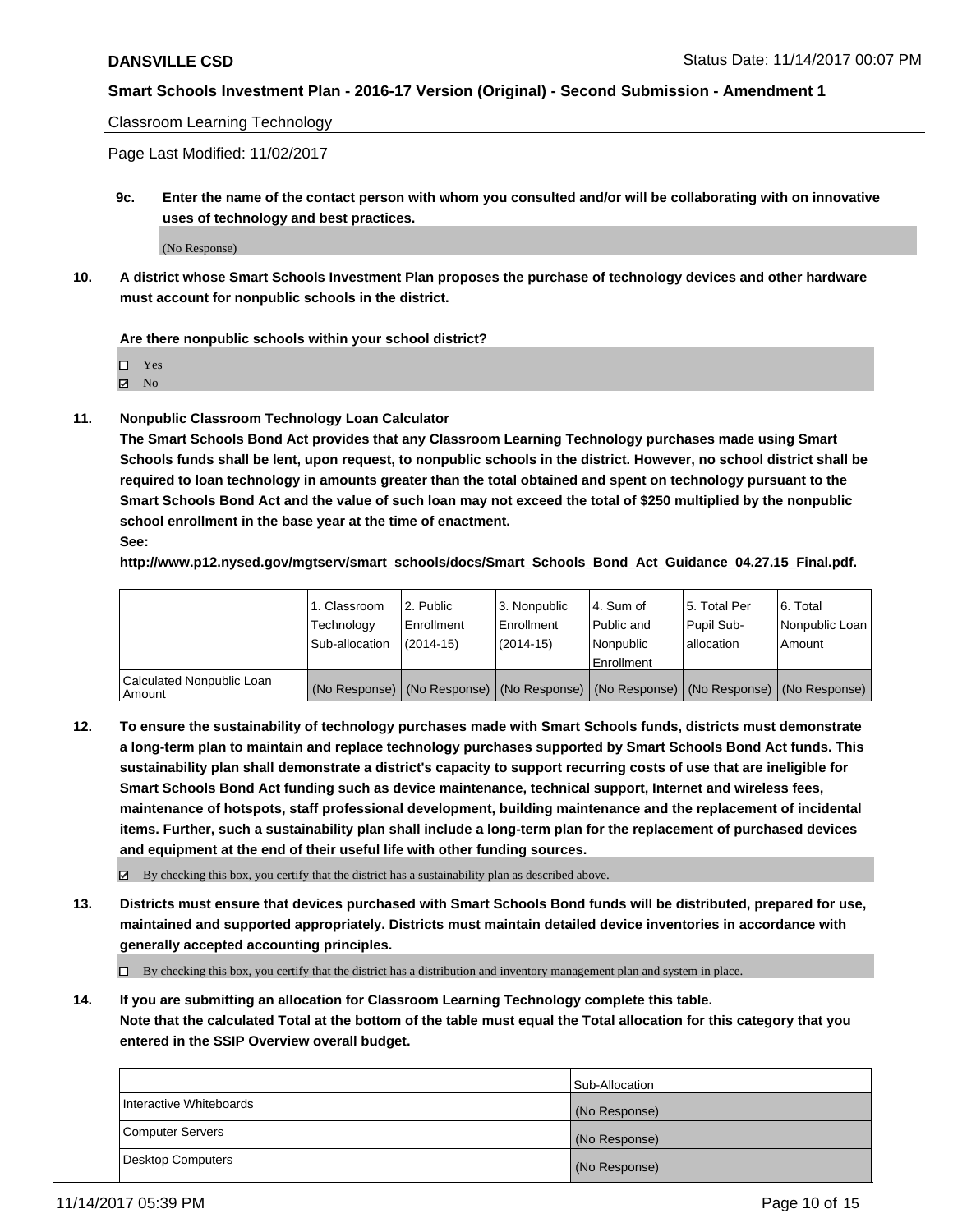Classroom Learning Technology

Page Last Modified: 11/02/2017

**9c. Enter the name of the contact person with whom you consulted and/or will be collaborating with on innovative uses of technology and best practices.**

(No Response)

**10. A district whose Smart Schools Investment Plan proposes the purchase of technology devices and other hardware must account for nonpublic schools in the district.**

**Are there nonpublic schools within your school district?**

☐ Yes
☑ No

**11. Nonpublic Classroom Technology Loan Calculator**
**The Smart Schools Bond Act provides that any Classroom Learning Technology purchases made using Smart Schools funds shall be lent, upon request, to nonpublic schools in the district. However, no school district shall be required to loan technology in amounts greater than the total obtained and spent on technology pursuant to the Smart Schools Bond Act and the value of such loan may not exceed the total of $250 multiplied by the nonpublic school enrollment in the base year at the time of enactment.**
**See:**
**http://www.p12.nysed.gov/mgtserv/smart_schools/docs/Smart_Schools_Bond_Act_Guidance_04.27.15_Final.pdf.**

| | 1. Classroom Technology Sub-allocation | 2. Public Enrollment (2014-15) | 3. Nonpublic Enrollment (2014-15) | 4. Sum of Public and Nonpublic Enrollment | 5. Total Per Pupil Sub-allocation | 6. Total Nonpublic Loan Amount |
|---|---|---|---|---|---|---|
| Calculated Nonpublic Loan Amount | (No Response) | (No Response) | (No Response) | (No Response) | (No Response) | (No Response) |

**12. To ensure the sustainability of technology purchases made with Smart Schools funds, districts must demonstrate a long-term plan to maintain and replace technology purchases supported by Smart Schools Bond Act funds. This sustainability plan shall demonstrate a district's capacity to support recurring costs of use that are ineligible for Smart Schools Bond Act funding such as device maintenance, technical support, Internet and wireless fees, maintenance of hotspots, staff professional development, building maintenance and the replacement of incidental items. Further, such a sustainability plan shall include a long-term plan for the replacement of purchased devices and equipment at the end of their useful life with other funding sources.**

☑ By checking this box, you certify that the district has a sustainability plan as described above.

**13. Districts must ensure that devices purchased with Smart Schools Bond funds will be distributed, prepared for use, maintained and supported appropriately. Districts must maintain detailed device inventories in accordance with generally accepted accounting principles.**

☐ By checking this box, you certify that the district has a distribution and inventory management plan and system in place.

**14. If you are submitting an allocation for Classroom Learning Technology complete this table.**
**Note that the calculated Total at the bottom of the table must equal the Total allocation for this category that you entered in the SSIP Overview overall budget.**

| | Sub-Allocation |
|---|---|
| Interactive Whiteboards | (No Response) |
| Computer Servers | (No Response) |
| Desktop Computers | (No Response) |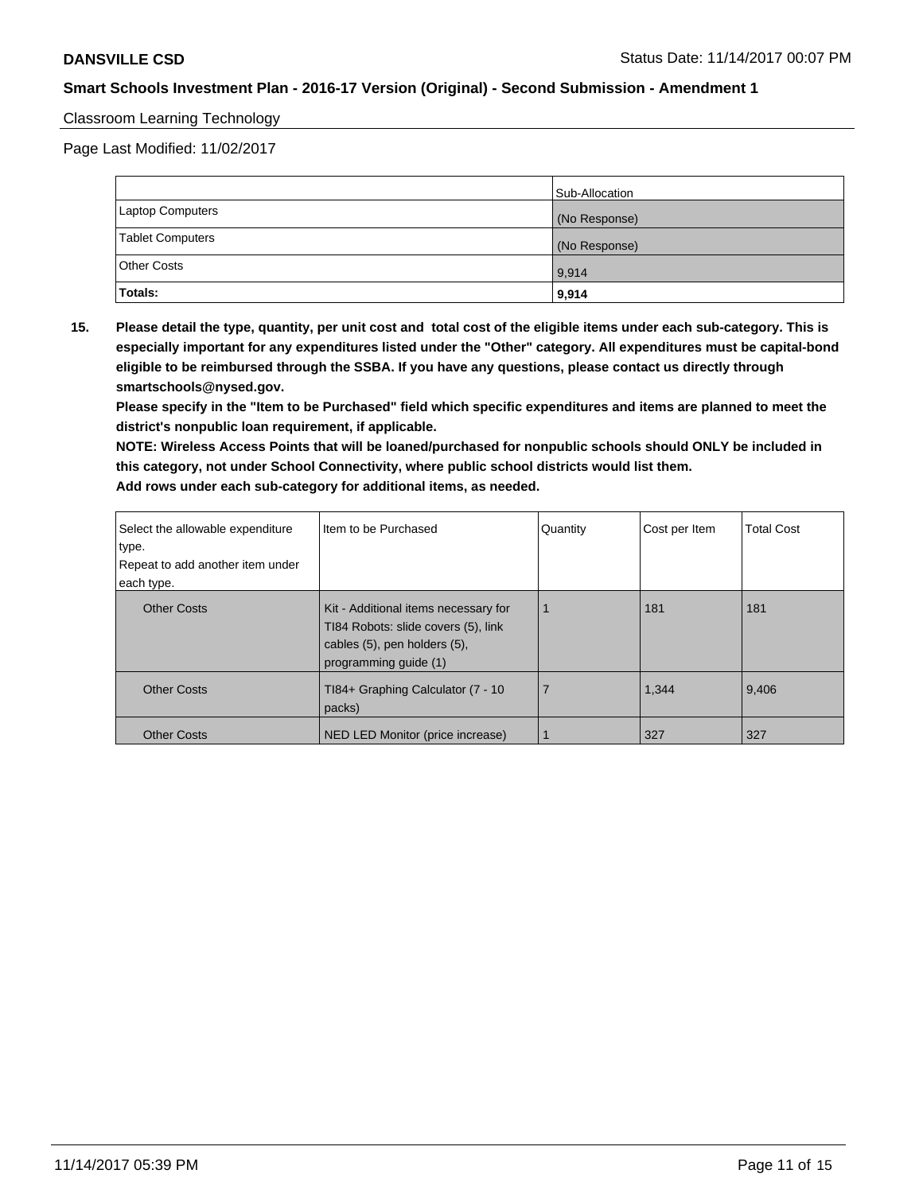Classroom Learning Technology

Page Last Modified: 11/02/2017

| | Sub-Allocation |
|---|---|
| Laptop Computers | (No Response) |
| Tablet Computers | (No Response) |
| Other Costs | 9,914 |
| **Totals:** | **9,914** |

**15. Please detail the type, quantity, per unit cost and total cost of the eligible items under each sub-category. This is especially important for any expenditures listed under the "Other" category. All expenditures must be capital-bond eligible to be reimbursed through the SSBA. If you have any questions, please contact us directly through smartschools@nysed.gov.**

**Please specify in the "Item to be Purchased" field which specific expenditures and items are planned to meet the district's nonpublic loan requirement, if applicable.**

**NOTE: Wireless Access Points that will be loaned/purchased for nonpublic schools should ONLY be included in this category, not under School Connectivity, where public school districts would list them.**

**Add rows under each sub-category for additional items, as needed.**

| Select the allowable expenditure type. Repeat to add another item under each type. | Item to be Purchased | Quantity | Cost per Item | Total Cost |
|---|---|---|---|---|
| Other Costs | Kit - Additional items necessary for TI84 Robots: slide covers (5), link cables (5), pen holders (5), programming guide (1) | 1 | 181 | 181 |
| Other Costs | TI84+ Graphing Calculator (7 - 10 packs) | 7 | 1,344 | 9,406 |
| Other Costs | NED LED Monitor (price increase) | 1 | 327 | 327 |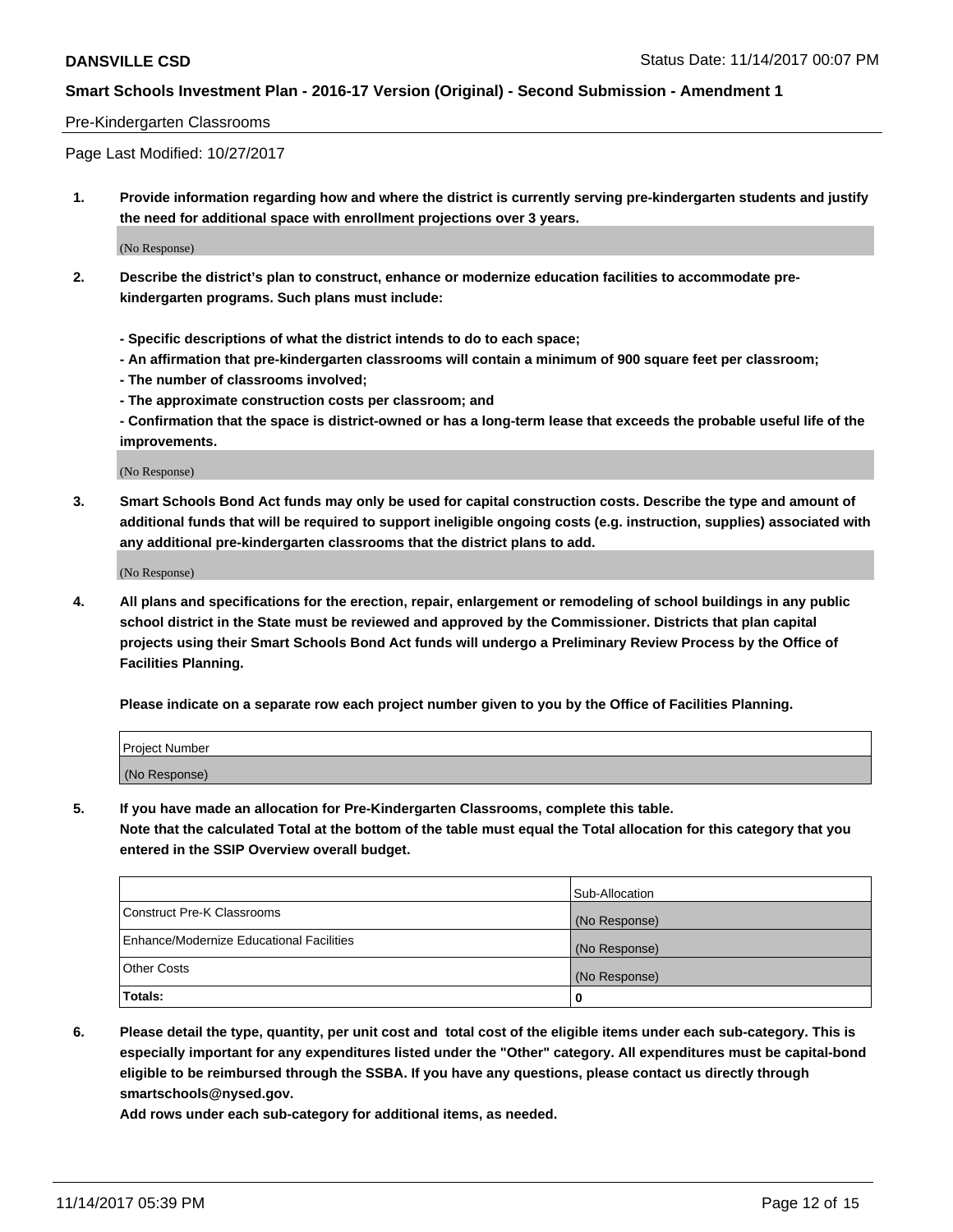Pre-Kindergarten Classrooms

Page Last Modified: 10/27/2017

1. **Provide information regarding how and where the district is currently serving pre-kindergarten students and justify the need for additional space with enrollment projections over 3 years.**

(No Response)

2. **Describe the district's plan to construct, enhance or modernize education facilities to accommodate pre-kindergarten programs. Such plans must include:**

   **- Specific descriptions of what the district intends to do to each space;**
   
   **- An affirmation that pre-kindergarten classrooms will contain a minimum of 900 square feet per classroom;**
   
   **- The number of classrooms involved;**
   
   **- The approximate construction costs per classroom; and**
   
   **- Confirmation that the space is district-owned or has a long-term lease that exceeds the probable useful life of the improvements.**

(No Response)

3. **Smart Schools Bond Act funds may only be used for capital construction costs. Describe the type and amount of additional funds that will be required to support ineligible ongoing costs (e.g. instruction, supplies) associated with any additional pre-kindergarten classrooms that the district plans to add.**

(No Response)

4. **All plans and specifications for the erection, repair, enlargement or remodeling of school buildings in any public school district in the State must be reviewed and approved by the Commissioner. Districts that plan capital projects using their Smart Schools Bond Act funds will undergo a Preliminary Review Process by the Office of Facilities Planning.**

   **Please indicate on a separate row each project number given to you by the Office of Facilities Planning.**

| Project Number |
| --- |
| (No Response) |

5. **If you have made an allocation for Pre-Kindergarten Classrooms, complete this table.**
   **Note that the calculated Total at the bottom of the table must equal the Total allocation for this category that you entered in the SSIP Overview overall budget.**

| | Sub-Allocation |
| --- | --- |
| Construct Pre-K Classrooms | (No Response) |
| Enhance/Modernize Educational Facilities | (No Response) |
| Other Costs | (No Response) |
| **Totals:** | **0** |

6. **Please detail the type, quantity, per unit cost and total cost of the eligible items under each sub-category. This is especially important for any expenditures listed under the "Other" category. All expenditures must be capital-bond eligible to be reimbursed through the SSBA. If you have any questions, please contact us directly through smartschools@nysed.gov.**

   **Add rows under each sub-category for additional items, as needed.**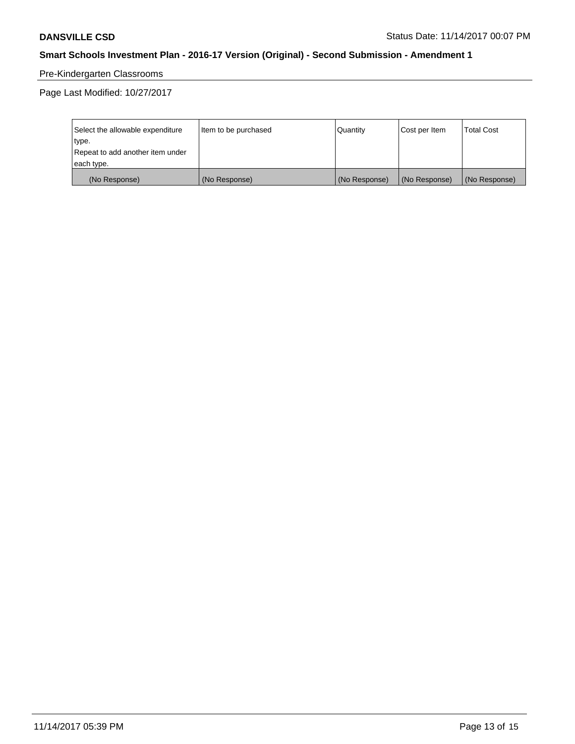Pre-Kindergarten Classrooms

Page Last Modified: 10/27/2017

| Select the allowable expenditure type.<br>Repeat to add another item under each type. | Item to be purchased | Quantity | Cost per Item | Total Cost |
|---|---|---|---|---|
| (No Response) | (No Response) | (No Response) | (No Response) | (No Response) |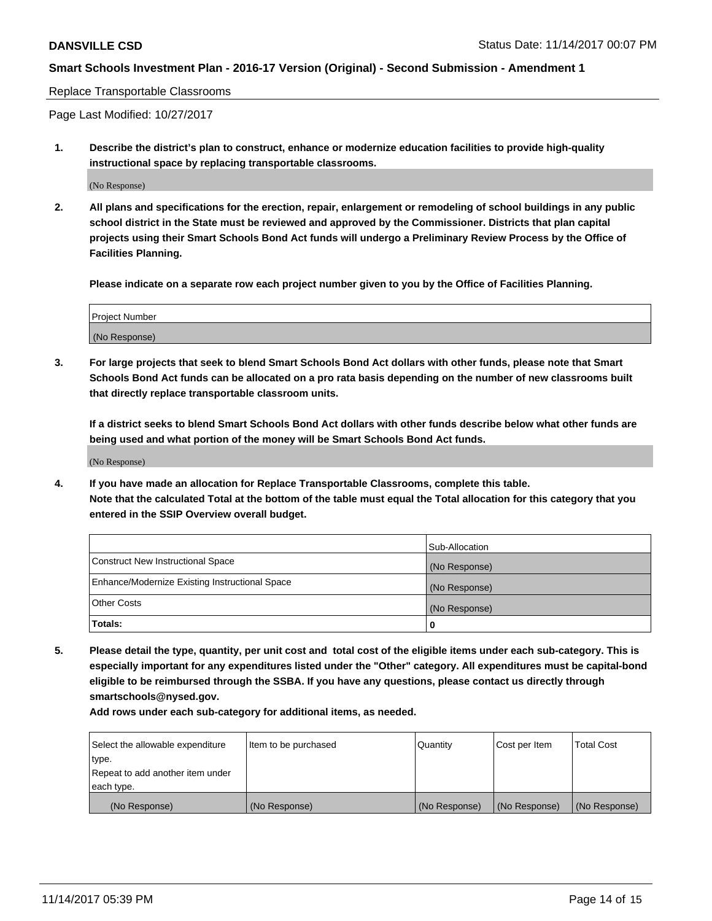Replace Transportable Classrooms

Page Last Modified: 10/27/2017

**1. Describe the district's plan to construct, enhance or modernize education facilities to provide high-quality instructional space by replacing transportable classrooms.**

(No Response)

**2. All plans and specifications for the erection, repair, enlargement or remodeling of school buildings in any public school district in the State must be reviewed and approved by the Commissioner. Districts that plan capital projects using their Smart Schools Bond Act funds will undergo a Preliminary Review Process by the Office of Facilities Planning.**

**Please indicate on a separate row each project number given to you by the Office of Facilities Planning.**

| Project Number |
| --- |
| (No Response) |

**3. For large projects that seek to blend Smart Schools Bond Act dollars with other funds, please note that Smart Schools Bond Act funds can be allocated on a pro rata basis depending on the number of new classrooms built that directly replace transportable classroom units.**

**If a district seeks to blend Smart Schools Bond Act dollars with other funds describe below what other funds are being used and what portion of the money will be Smart Schools Bond Act funds.**

(No Response)

**4. If you have made an allocation for Replace Transportable Classrooms, complete this table. Note that the calculated Total at the bottom of the table must equal the Total allocation for this category that you entered in the SSIP Overview overall budget.**

| | Sub-Allocation |
| --- | --- |
| Construct New Instructional Space | (No Response) |
| Enhance/Modernize Existing Instructional Space | (No Response) |
| Other Costs | (No Response) |
| **Totals:** | **0** |

**5. Please detail the type, quantity, per unit cost and total cost of the eligible items under each sub-category. This is especially important for any expenditures listed under the "Other" category. All expenditures must be capital-bond eligible to be reimbursed through the SSBA. If you have any questions, please contact us directly through smartschools@nysed.gov.**

**Add rows under each sub-category for additional items, as needed.**

| Select the allowable expenditure type. Repeat to add another item under each type. | Item to be purchased | Quantity | Cost per Item | Total Cost |
| --- | --- | --- | --- | --- |
| (No Response) | (No Response) | (No Response) | (No Response) | (No Response) |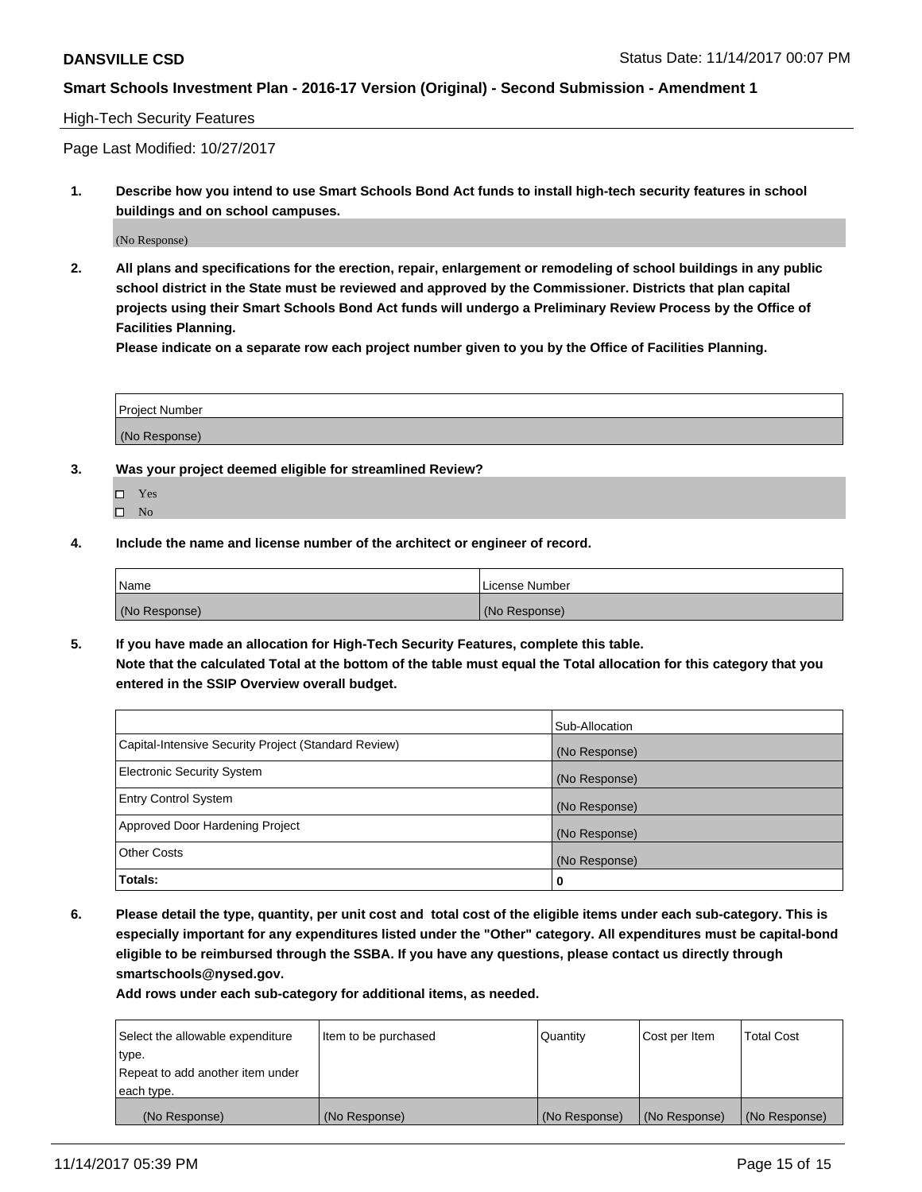High-Tech Security Features

Page Last Modified: 10/27/2017

**1. Describe how you intend to use Smart Schools Bond Act funds to install high-tech security features in school buildings and on school campuses.**

(No Response)

**2. All plans and specifications for the erection, repair, enlargement or remodeling of school buildings in any public school district in the State must be reviewed and approved by the Commissioner. Districts that plan capital projects using their Smart Schools Bond Act funds will undergo a Preliminary Review Process by the Office of Facilities Planning.**
**Please indicate on a separate row each project number given to you by the Office of Facilities Planning.**

| Project Number |
|---|
| (No Response) |

**3. Was your project deemed eligible for streamlined Review?**

- ☐ Yes
- ☐ No

**4. Include the name and license number of the architect or engineer of record.**

| Name | License Number |
|---|---|
| (No Response) | (No Response) |

**5. If you have made an allocation for High-Tech Security Features, complete this table.**
**Note that the calculated Total at the bottom of the table must equal the Total allocation for this category that you entered in the SSIP Overview overall budget.**

| | Sub-Allocation |
|---|---|
| Capital-Intensive Security Project (Standard Review) | (No Response) |
| Electronic Security System | (No Response) |
| Entry Control System | (No Response) |
| Approved Door Hardening Project | (No Response) |
| Other Costs | (No Response) |
| **Totals:** | **0** |

**6. Please detail the type, quantity, per unit cost and total cost of the eligible items under each sub-category. This is especially important for any expenditures listed under the "Other" category. All expenditures must be capital-bond eligible to be reimbursed through the SSBA. If you have any questions, please contact us directly through smartschools@nysed.gov.**
**Add rows under each sub-category for additional items, as needed.**

| Select the allowable expenditure type. Repeat to add another item under each type. | Item to be purchased | Quantity | Cost per Item | Total Cost |
|---|---|---|---|---|
| (No Response) | (No Response) | (No Response) | (No Response) | (No Response) |